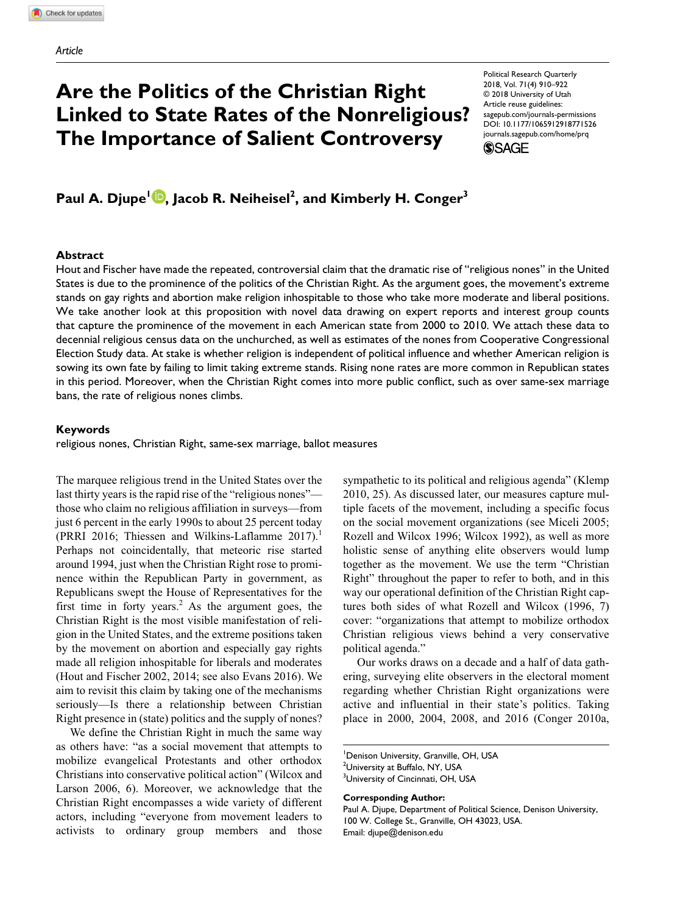Article

# Are the Politics of the Christian Right Linked to State Rates of the Nonreligious? The Importance of Salient Controversy

Political Research Quarterly
2018, Vol. 71(4) 910–922
© 2018 University of Utah
Article reuse guidelines:
sagepub.com/journals-permissions
DOI: 10.1177/1065912918771526
journals.sagepub.com/home/prq

**Paul A. Djupe[1], Jacob R. Neiheisel[2], and Kimberly H. Conger[3]**

## Abstract

Hout and Fischer have made the repeated, controversial claim that the dramatic rise of "religious nones" in the United States is due to the prominence of the politics of the Christian Right. As the argument goes, the movement's extreme stands on gay rights and abortion make religion inhospitable to those who take more moderate and liberal positions. We take another look at this proposition with novel data drawing on expert reports and interest group counts that capture the prominence of the movement in each American state from 2000 to 2010. We attach these data to decennial religious census data on the unchurched, as well as estimates of the nones from Cooperative Congressional Election Study data. At stake is whether religion is independent of political influence and whether American religion is sowing its own fate by failing to limit taking extreme stands. Rising none rates are more common in Republican states in this period. Moreover, when the Christian Right comes into more public conflict, such as over same-sex marriage bans, the rate of religious nones climbs.

## Keywords

religious nones, Christian Right, same-sex marriage, ballot measures

The marquee religious trend in the United States over the last thirty years is the rapid rise of the "religious nones"—those who claim no religious affiliation in surveys—from just 6 percent in the early 1990s to about 25 percent today (PRRI 2016; Thiessen and Wilkins-Laflamme 2017).[1] Perhaps not coincidentally, that meteoric rise started around 1994, just when the Christian Right rose to prominence within the Republican Party in government, as Republicans swept the House of Representatives for the first time in forty years.[2] As the argument goes, the Christian Right is the most visible manifestation of religion in the United States, and the extreme positions taken by the movement on abortion and especially gay rights made all religion inhospitable for liberals and moderates (Hout and Fischer 2002, 2014; see also Evans 2016). We aim to revisit this claim by taking one of the mechanisms seriously—Is there a relationship between Christian Right presence in (state) politics and the supply of nones?

We define the Christian Right in much the same way as others have: "as a social movement that attempts to mobilize evangelical Protestants and other orthodox Christians into conservative political action" (Wilcox and Larson 2006, 6). Moreover, we acknowledge that the Christian Right encompasses a wide variety of different actors, including "everyone from movement leaders to activists to ordinary group members and those sympathetic to its political and religious agenda" (Klemp 2010, 25). As discussed later, our measures capture multiple facets of the movement, including a specific focus on the social movement organizations (see Miceli 2005; Rozell and Wilcox 1996; Wilcox 1992), as well as more holistic sense of anything elite observers would lump together as the movement. We use the term "Christian Right" throughout the paper to refer to both, and in this way our operational definition of the Christian Right captures both sides of what Rozell and Wilcox (1996, 7) cover: "organizations that attempt to mobilize orthodox Christian religious views behind a very conservative political agenda."

Our works draws on a decade and a half of data gathering, surveying elite observers in the electoral moment regarding whether Christian Right organizations were active and influential in their state's politics. Taking place in 2000, 2004, 2008, and 2016 (Conger 2010a,

[1]Denison University, Granville, OH, USA
[2]University at Buffalo, NY, USA
[3]University of Cincinnati, OH, USA

**Corresponding Author:**
Paul A. Djupe, Department of Political Science, Denison University, 100 W. College St., Granville, OH 43023, USA.
Email: djupe@denison.edu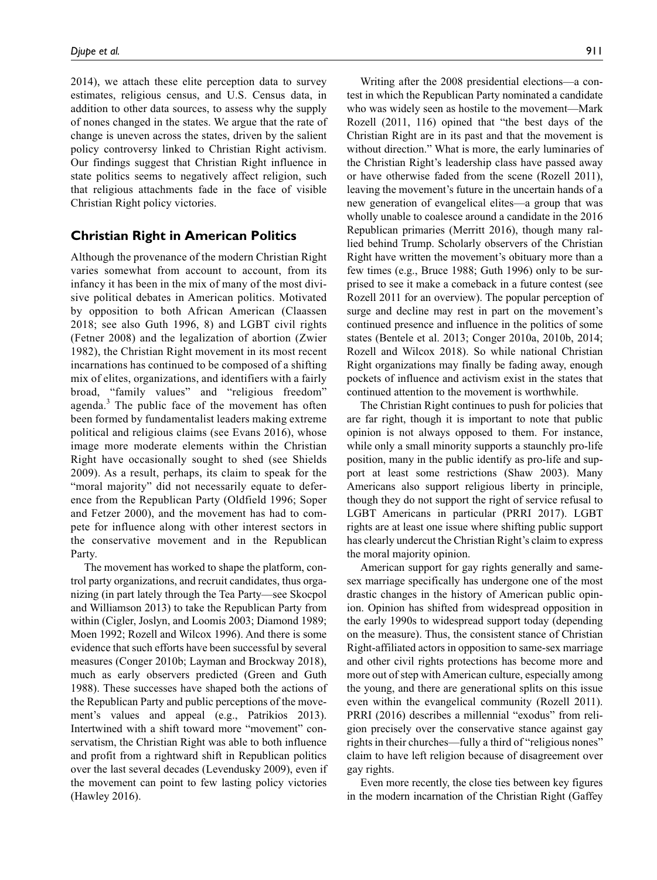2014), we attach these elite perception data to survey estimates, religious census, and U.S. Census data, in addition to other data sources, to assess why the supply of nones changed in the states. We argue that the rate of change is uneven across the states, driven by the salient policy controversy linked to Christian Right activism. Our findings suggest that Christian Right influence in state politics seems to negatively affect religion, such that religious attachments fade in the face of visible Christian Right policy victories.

## Christian Right in American Politics

Although the provenance of the modern Christian Right varies somewhat from account to account, from its infancy it has been in the mix of many of the most divisive political debates in American politics. Motivated by opposition to both African American (Claassen 2018; see also Guth 1996, 8) and LGBT civil rights (Fetner 2008) and the legalization of abortion (Zwier 1982), the Christian Right movement in its most recent incarnations has continued to be composed of a shifting mix of elites, organizations, and identifiers with a fairly broad, "family values" and "religious freedom" agenda.[3] The public face of the movement has often been formed by fundamentalist leaders making extreme political and religious claims (see Evans 2016), whose image more moderate elements within the Christian Right have occasionally sought to shed (see Shields 2009). As a result, perhaps, its claim to speak for the "moral majority" did not necessarily equate to deference from the Republican Party (Oldfield 1996; Soper and Fetzer 2000), and the movement has had to compete for influence along with other interest sectors in the conservative movement and in the Republican Party.

The movement has worked to shape the platform, control party organizations, and recruit candidates, thus organizing (in part lately through the Tea Party—see Skocpol and Williamson 2013) to take the Republican Party from within (Cigler, Joslyn, and Loomis 2003; Diamond 1989; Moen 1992; Rozell and Wilcox 1996). And there is some evidence that such efforts have been successful by several measures (Conger 2010b; Layman and Brockway 2018), much as early observers predicted (Green and Guth 1988). These successes have shaped both the actions of the Republican Party and public perceptions of the movement's values and appeal (e.g., Patrikios 2013). Intertwined with a shift toward more "movement" conservatism, the Christian Right was able to both influence and profit from a rightward shift in Republican politics over the last several decades (Levendusky 2009), even if the movement can point to few lasting policy victories (Hawley 2016).

Writing after the 2008 presidential elections—a contest in which the Republican Party nominated a candidate who was widely seen as hostile to the movement—Mark Rozell (2011, 116) opined that "the best days of the Christian Right are in its past and that the movement is without direction." What is more, the early luminaries of the Christian Right's leadership class have passed away or have otherwise faded from the scene (Rozell 2011), leaving the movement's future in the uncertain hands of a new generation of evangelical elites—a group that was wholly unable to coalesce around a candidate in the 2016 Republican primaries (Merritt 2016), though many rallied behind Trump. Scholarly observers of the Christian Right have written the movement's obituary more than a few times (e.g., Bruce 1988; Guth 1996) only to be surprised to see it make a comeback in a future contest (see Rozell 2011 for an overview). The popular perception of surge and decline may rest in part on the movement's continued presence and influence in the politics of some states (Bentele et al. 2013; Conger 2010a, 2010b, 2014; Rozell and Wilcox 2018). So while national Christian Right organizations may finally be fading away, enough pockets of influence and activism exist in the states that continued attention to the movement is worthwhile.

The Christian Right continues to push for policies that are far right, though it is important to note that public opinion is not always opposed to them. For instance, while only a small minority supports a staunchly pro-life position, many in the public identify as pro-life and support at least some restrictions (Shaw 2003). Many Americans also support religious liberty in principle, though they do not support the right of service refusal to LGBT Americans in particular (PRRI 2017). LGBT rights are at least one issue where shifting public support has clearly undercut the Christian Right's claim to express the moral majority opinion.

American support for gay rights generally and same-sex marriage specifically has undergone one of the most drastic changes in the history of American public opinion. Opinion has shifted from widespread opposition in the early 1990s to widespread support today (depending on the measure). Thus, the consistent stance of Christian Right-affiliated actors in opposition to same-sex marriage and other civil rights protections has become more and more out of step with American culture, especially among the young, and there are generational splits on this issue even within the evangelical community (Rozell 2011). PRRI (2016) describes a millennial "exodus" from religion precisely over the conservative stance against gay rights in their churches—fully a third of "religious nones" claim to have left religion because of disagreement over gay rights.

Even more recently, the close ties between key figures in the modern incarnation of the Christian Right (Gaffey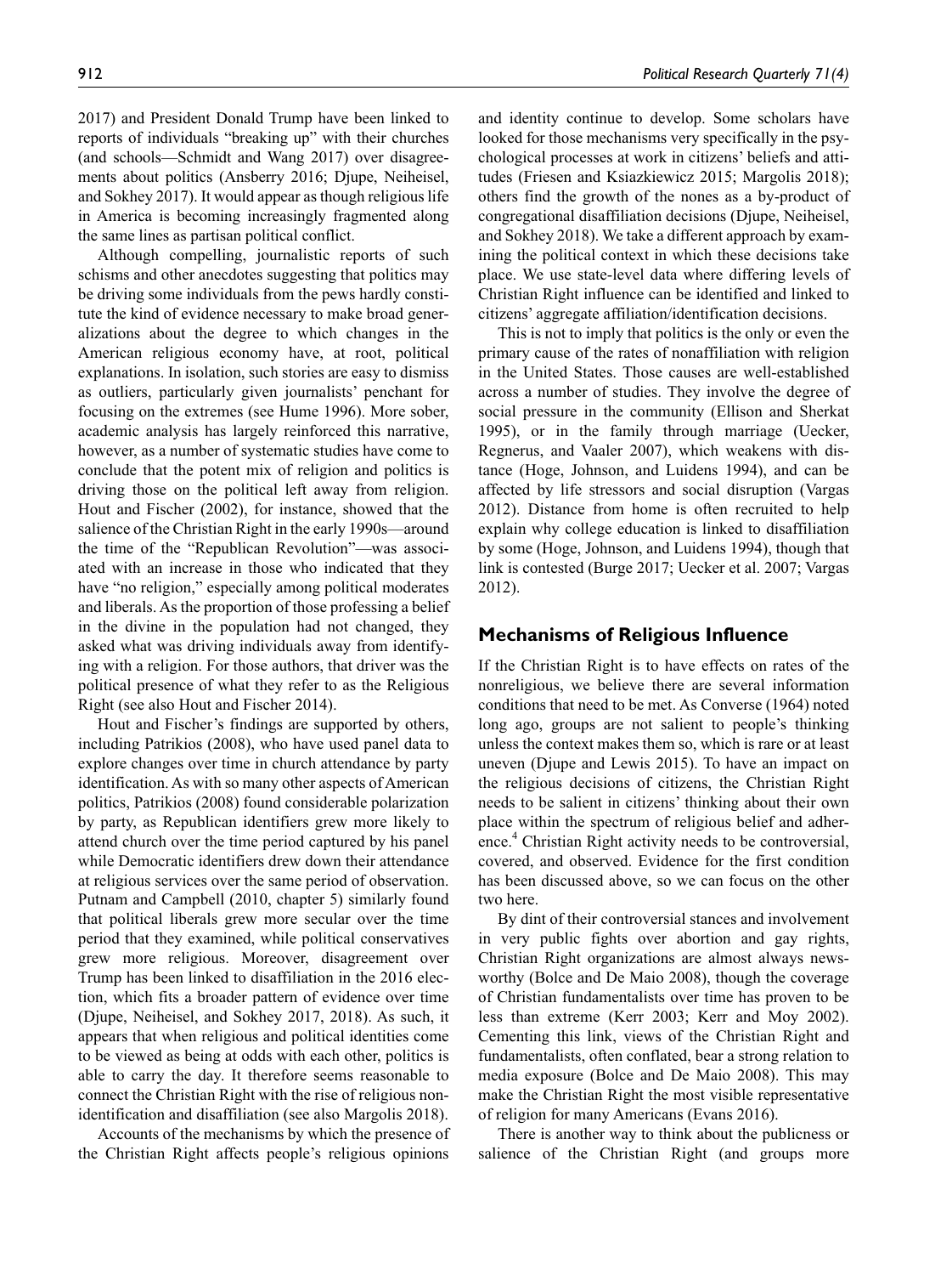2017) and President Donald Trump have been linked to reports of individuals "breaking up" with their churches (and schools—Schmidt and Wang 2017) over disagreements about politics (Ansberry 2016; Djupe, Neiheisel, and Sokhey 2017). It would appear as though religious life in America is becoming increasingly fragmented along the same lines as partisan political conflict.

Although compelling, journalistic reports of such schisms and other anecdotes suggesting that politics may be driving some individuals from the pews hardly constitute the kind of evidence necessary to make broad generalizations about the degree to which changes in the American religious economy have, at root, political explanations. In isolation, such stories are easy to dismiss as outliers, particularly given journalists' penchant for focusing on the extremes (see Hume 1996). More sober, academic analysis has largely reinforced this narrative, however, as a number of systematic studies have come to conclude that the potent mix of religion and politics is driving those on the political left away from religion. Hout and Fischer (2002), for instance, showed that the salience of the Christian Right in the early 1990s—around the time of the "Republican Revolution"—was associated with an increase in those who indicated that they have "no religion," especially among political moderates and liberals. As the proportion of those professing a belief in the divine in the population had not changed, they asked what was driving individuals away from identifying with a religion. For those authors, that driver was the political presence of what they refer to as the Religious Right (see also Hout and Fischer 2014).

Hout and Fischer's findings are supported by others, including Patrikios (2008), who have used panel data to explore changes over time in church attendance by party identification. As with so many other aspects of American politics, Patrikios (2008) found considerable polarization by party, as Republican identifiers grew more likely to attend church over the time period captured by his panel while Democratic identifiers drew down their attendance at religious services over the same period of observation. Putnam and Campbell (2010, chapter 5) similarly found that political liberals grew more secular over the time period that they examined, while political conservatives grew more religious. Moreover, disagreement over Trump has been linked to disaffiliation in the 2016 election, which fits a broader pattern of evidence over time (Djupe, Neiheisel, and Sokhey 2017, 2018). As such, it appears that when religious and political identities come to be viewed as being at odds with each other, politics is able to carry the day. It therefore seems reasonable to connect the Christian Right with the rise of religious nonidentification and disaffiliation (see also Margolis 2018).

Accounts of the mechanisms by which the presence of the Christian Right affects people's religious opinions and identity continue to develop. Some scholars have looked for those mechanisms very specifically in the psychological processes at work in citizens' beliefs and attitudes (Friesen and Ksiazkiewicz 2015; Margolis 2018); others find the growth of the nones as a by-product of congregational disaffiliation decisions (Djupe, Neiheisel, and Sokhey 2018). We take a different approach by examining the political context in which these decisions take place. We use state-level data where differing levels of Christian Right influence can be identified and linked to citizens' aggregate affiliation/identification decisions.

This is not to imply that politics is the only or even the primary cause of the rates of nonaffiliation with religion in the United States. Those causes are well-established across a number of studies. They involve the degree of social pressure in the community (Ellison and Sherkat 1995), or in the family through marriage (Uecker, Regnerus, and Vaaler 2007), which weakens with distance (Hoge, Johnson, and Luidens 1994), and can be affected by life stressors and social disruption (Vargas 2012). Distance from home is often recruited to help explain why college education is linked to disaffiliation by some (Hoge, Johnson, and Luidens 1994), though that link is contested (Burge 2017; Uecker et al. 2007; Vargas 2012).

## Mechanisms of Religious Influence

If the Christian Right is to have effects on rates of the nonreligious, we believe there are several information conditions that need to be met. As Converse (1964) noted long ago, groups are not salient to people's thinking unless the context makes them so, which is rare or at least uneven (Djupe and Lewis 2015). To have an impact on the religious decisions of citizens, the Christian Right needs to be salient in citizens' thinking about their own place within the spectrum of religious belief and adherence.[4] Christian Right activity needs to be controversial, covered, and observed. Evidence for the first condition has been discussed above, so we can focus on the other two here.

By dint of their controversial stances and involvement in very public fights over abortion and gay rights, Christian Right organizations are almost always newsworthy (Bolce and De Maio 2008), though the coverage of Christian fundamentalists over time has proven to be less than extreme (Kerr 2003; Kerr and Moy 2002). Cementing this link, views of the Christian Right and fundamentalists, often conflated, bear a strong relation to media exposure (Bolce and De Maio 2008). This may make the Christian Right the most visible representative of religion for many Americans (Evans 2016).

There is another way to think about the publicness or salience of the Christian Right (and groups more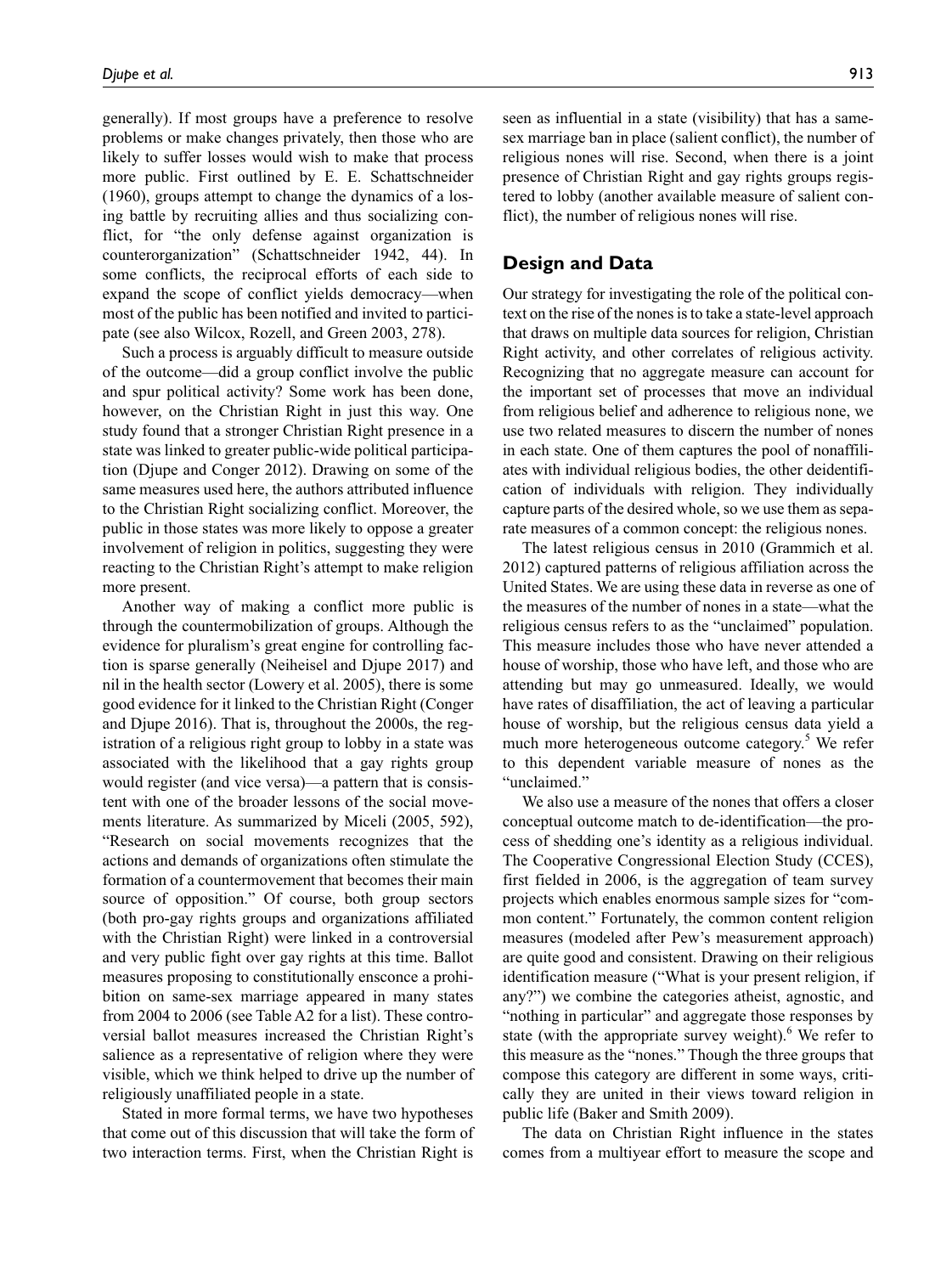generally). If most groups have a preference to resolve problems or make changes privately, then those who are likely to suffer losses would wish to make that process more public. First outlined by E. E. Schattschneider (1960), groups attempt to change the dynamics of a losing battle by recruiting allies and thus socializing conflict, for "the only defense against organization is counterorganization" (Schattschneider 1942, 44). In some conflicts, the reciprocal efforts of each side to expand the scope of conflict yields democracy—when most of the public has been notified and invited to participate (see also Wilcox, Rozell, and Green 2003, 278).

Such a process is arguably difficult to measure outside of the outcome—did a group conflict involve the public and spur political activity? Some work has been done, however, on the Christian Right in just this way. One study found that a stronger Christian Right presence in a state was linked to greater public-wide political participation (Djupe and Conger 2012). Drawing on some of the same measures used here, the authors attributed influence to the Christian Right socializing conflict. Moreover, the public in those states was more likely to oppose a greater involvement of religion in politics, suggesting they were reacting to the Christian Right's attempt to make religion more present.

Another way of making a conflict more public is through the countermobilization of groups. Although the evidence for pluralism's great engine for controlling faction is sparse generally (Neiheisel and Djupe 2017) and nil in the health sector (Lowery et al. 2005), there is some good evidence for it linked to the Christian Right (Conger and Djupe 2016). That is, throughout the 2000s, the registration of a religious right group to lobby in a state was associated with the likelihood that a gay rights group would register (and vice versa)—a pattern that is consistent with one of the broader lessons of the social movements literature. As summarized by Miceli (2005, 592), "Research on social movements recognizes that the actions and demands of organizations often stimulate the formation of a countermovement that becomes their main source of opposition." Of course, both group sectors (both pro-gay rights groups and organizations affiliated with the Christian Right) were linked in a controversial and very public fight over gay rights at this time. Ballot measures proposing to constitutionally ensconce a prohibition on same-sex marriage appeared in many states from 2004 to 2006 (see Table A2 for a list). These controversial ballot measures increased the Christian Right's salience as a representative of religion where they were visible, which we think helped to drive up the number of religiously unaffiliated people in a state.

Stated in more formal terms, we have two hypotheses that come out of this discussion that will take the form of two interaction terms. First, when the Christian Right is seen as influential in a state (visibility) that has a same-sex marriage ban in place (salient conflict), the number of religious nones will rise. Second, when there is a joint presence of Christian Right and gay rights groups registered to lobby (another available measure of salient conflict), the number of religious nones will rise.

## Design and Data

Our strategy for investigating the role of the political context on the rise of the nones is to take a state-level approach that draws on multiple data sources for religion, Christian Right activity, and other correlates of religious activity. Recognizing that no aggregate measure can account for the important set of processes that move an individual from religious belief and adherence to religious none, we use two related measures to discern the number of nones in each state. One of them captures the pool of nonaffiliates with individual religious bodies, the other deidentification of individuals with religion. They individually capture parts of the desired whole, so we use them as separate measures of a common concept: the religious nones.

The latest religious census in 2010 (Grammich et al. 2012) captured patterns of religious affiliation across the United States. We are using these data in reverse as one of the measures of the number of nones in a state—what the religious census refers to as the "unclaimed" population. This measure includes those who have never attended a house of worship, those who have left, and those who are attending but may go unmeasured. Ideally, we would have rates of disaffiliation, the act of leaving a particular house of worship, but the religious census data yield a much more heterogeneous outcome category.[5] We refer to this dependent variable measure of nones as the "unclaimed."

We also use a measure of the nones that offers a closer conceptual outcome match to de-identification—the process of shedding one's identity as a religious individual. The Cooperative Congressional Election Study (CCES), first fielded in 2006, is the aggregation of team survey projects which enables enormous sample sizes for "common content." Fortunately, the common content religion measures (modeled after Pew's measurement approach) are quite good and consistent. Drawing on their religious identification measure ("What is your present religion, if any?") we combine the categories atheist, agnostic, and "nothing in particular" and aggregate those responses by state (with the appropriate survey weight).[6] We refer to this measure as the "nones." Though the three groups that compose this category are different in some ways, critically they are united in their views toward religion in public life (Baker and Smith 2009).

The data on Christian Right influence in the states comes from a multiyear effort to measure the scope and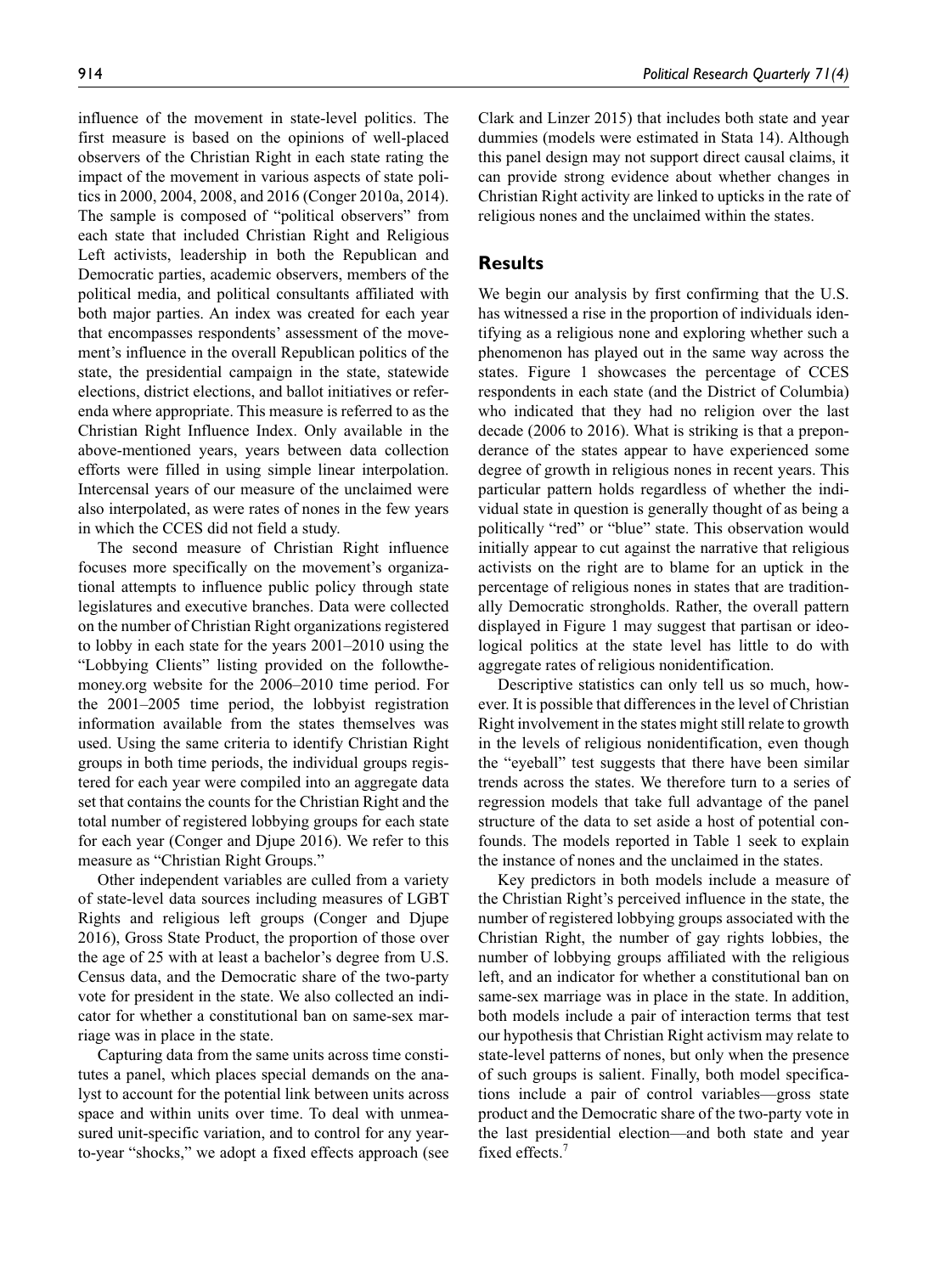influence of the movement in state-level politics. The first measure is based on the opinions of well-placed observers of the Christian Right in each state rating the impact of the movement in various aspects of state politics in 2000, 2004, 2008, and 2016 (Conger 2010a, 2014). The sample is composed of "political observers" from each state that included Christian Right and Religious Left activists, leadership in both the Republican and Democratic parties, academic observers, members of the political media, and political consultants affiliated with both major parties. An index was created for each year that encompasses respondents' assessment of the movement's influence in the overall Republican politics of the state, the presidential campaign in the state, statewide elections, district elections, and ballot initiatives or referenda where appropriate. This measure is referred to as the Christian Right Influence Index. Only available in the above-mentioned years, years between data collection efforts were filled in using simple linear interpolation. Intercensal years of our measure of the unclaimed were also interpolated, as were rates of nones in the few years in which the CCES did not field a study.

The second measure of Christian Right influence focuses more specifically on the movement's organizational attempts to influence public policy through state legislatures and executive branches. Data were collected on the number of Christian Right organizations registered to lobby in each state for the years 2001–2010 using the "Lobbying Clients" listing provided on the followthemoney.org website for the 2006–2010 time period. For the 2001–2005 time period, the lobbyist registration information available from the states themselves was used. Using the same criteria to identify Christian Right groups in both time periods, the individual groups registered for each year were compiled into an aggregate data set that contains the counts for the Christian Right and the total number of registered lobbying groups for each state for each year (Conger and Djupe 2016). We refer to this measure as "Christian Right Groups."

Other independent variables are culled from a variety of state-level data sources including measures of LGBT Rights and religious left groups (Conger and Djupe 2016), Gross State Product, the proportion of those over the age of 25 with at least a bachelor's degree from U.S. Census data, and the Democratic share of the two-party vote for president in the state. We also collected an indicator for whether a constitutional ban on same-sex marriage was in place in the state.

Capturing data from the same units across time constitutes a panel, which places special demands on the analyst to account for the potential link between units across space and within units over time. To deal with unmeasured unit-specific variation, and to control for any year-to-year "shocks," we adopt a fixed effects approach (see Clark and Linzer 2015) that includes both state and year dummies (models were estimated in Stata 14). Although this panel design may not support direct causal claims, it can provide strong evidence about whether changes in Christian Right activity are linked to upticks in the rate of religious nones and the unclaimed within the states.

## Results

We begin our analysis by first confirming that the U.S. has witnessed a rise in the proportion of individuals identifying as a religious none and exploring whether such a phenomenon has played out in the same way across the states. Figure 1 showcases the percentage of CCES respondents in each state (and the District of Columbia) who indicated that they had no religion over the last decade (2006 to 2016). What is striking is that a preponderance of the states appear to have experienced some degree of growth in religious nones in recent years. This particular pattern holds regardless of whether the individual state in question is generally thought of as being a politically "red" or "blue" state. This observation would initially appear to cut against the narrative that religious activists on the right are to blame for an uptick in the percentage of religious nones in states that are traditionally Democratic strongholds. Rather, the overall pattern displayed in Figure 1 may suggest that partisan or ideological politics at the state level has little to do with aggregate rates of religious nonidentification.

Descriptive statistics can only tell us so much, however. It is possible that differences in the level of Christian Right involvement in the states might still relate to growth in the levels of religious nonidentification, even though the "eyeball" test suggests that there have been similar trends across the states. We therefore turn to a series of regression models that take full advantage of the panel structure of the data to set aside a host of potential confounds. The models reported in Table 1 seek to explain the instance of nones and the unclaimed in the states.

Key predictors in both models include a measure of the Christian Right's perceived influence in the state, the number of registered lobbying groups associated with the Christian Right, the number of gay rights lobbies, the number of lobbying groups affiliated with the religious left, and an indicator for whether a constitutional ban on same-sex marriage was in place in the state. In addition, both models include a pair of interaction terms that test our hypothesis that Christian Right activism may relate to state-level patterns of nones, but only when the presence of such groups is salient. Finally, both model specifications include a pair of control variables—gross state product and the Democratic share of the two-party vote in the last presidential election—and both state and year fixed effects.[7]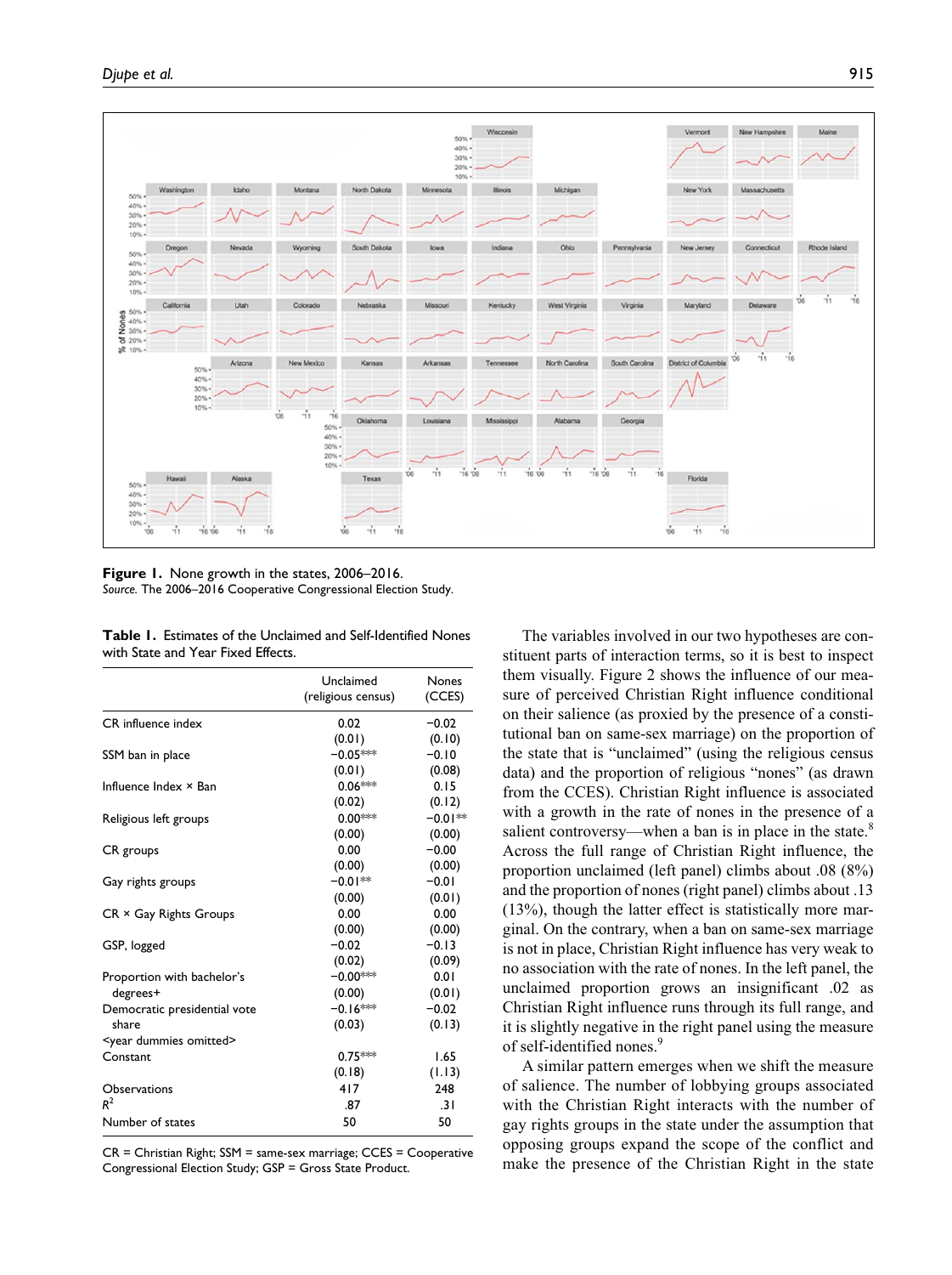**Figure 1.** None growth in the states, 2006–2016.
*Source.* The 2006–2016 Cooperative Congressional Election Study.

**Table 1.** Estimates of the Unclaimed and Self-Identified Nones with State and Year Fixed Effects.

| | Unclaimed (religious census) | Nones (CCES) |
|---|---|---|
| CR influence index | 0.02 | −0.02 |
| | (0.01) | (0.10) |
| SSM ban in place | −0.05*** | −0.10 |
| | (0.01) | (0.08) |
| Influence Index × Ban | 0.06*** | 0.15 |
| | (0.02) | (0.12) |
| Religious left groups | 0.00*** | −0.01** |
| | (0.00) | (0.00) |
| CR groups | 0.00 | −0.00 |
| | (0.00) | (0.00) |
| Gay rights groups | −0.01** | −0.01 |
| | (0.00) | (0.01) |
| CR × Gay Rights Groups | 0.00 | 0.00 |
| | (0.00) | (0.00) |
| GSP, logged | −0.02 | −0.13 |
| | (0.02) | (0.09) |
| Proportion with bachelor's degrees+ | −0.00*** | 0.01 |
| | (0.00) | (0.01) |
| Democratic presidential vote share | −0.16*** | −0.02 |
| | (0.03) | (0.13) |
| <year dummies omitted> | | |
| Constant | 0.75*** | 1.65 |
| | (0.18) | (1.13) |
| Observations | 417 | 248 |
| $R^2$ | .87 | .31 |
| Number of states | 50 | 50 |

CR = Christian Right; SSM = same-sex marriage; CCES = Cooperative Congressional Election Study; GSP = Gross State Product.

The variables involved in our two hypotheses are constituent parts of interaction terms, so it is best to inspect them visually. Figure 2 shows the influence of our measure of perceived Christian Right influence conditional on their salience (as proxied by the presence of a constitutional ban on same-sex marriage) on the proportion of the state that is "unclaimed" (using the religious census data) and the proportion of religious "nones" (as drawn from the CCES). Christian Right influence is associated with a growth in the rate of nones in the presence of a salient controversy—when a ban is in place in the state.[8] Across the full range of Christian Right influence, the proportion unclaimed (left panel) climbs about .08 (8%) and the proportion of nones (right panel) climbs about .13 (13%), though the latter effect is statistically more marginal. On the contrary, when a ban on same-sex marriage is not in place, Christian Right influence has very weak to no association with the rate of nones. In the left panel, the unclaimed proportion grows an insignificant .02 as Christian Right influence runs through its full range, and it is slightly negative in the right panel using the measure of self-identified nones.[9]

A similar pattern emerges when we shift the measure of salience. The number of lobbying groups associated with the Christian Right interacts with the number of gay rights groups in the state under the assumption that opposing groups expand the scope of the conflict and make the presence of the Christian Right in the state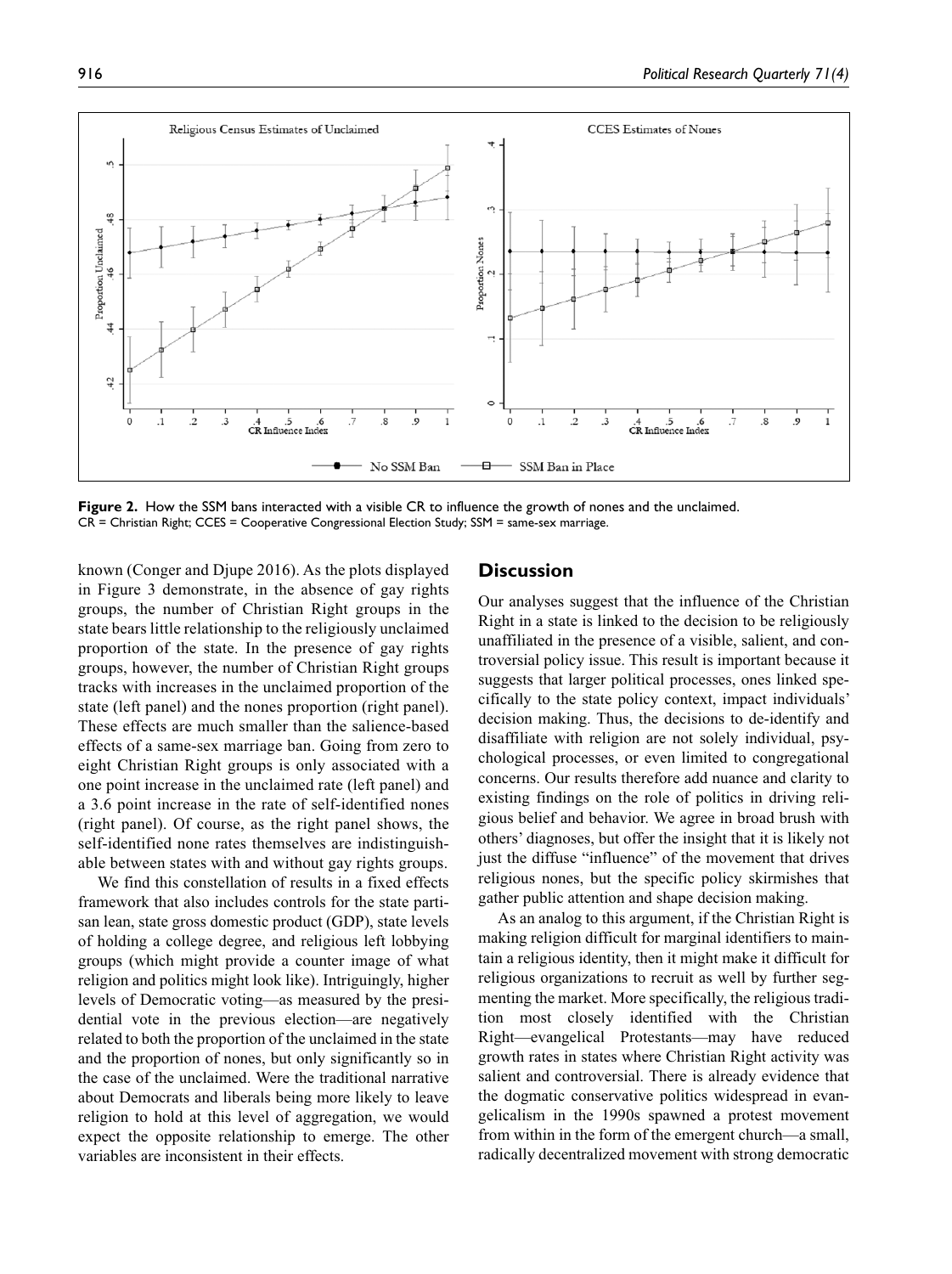**Figure 2.** How the SSM bans interacted with a visible CR to influence the growth of nones and the unclaimed.
CR = Christian Right; CCES = Cooperative Congressional Election Study; SSM = same-sex marriage.

known (Conger and Djupe 2016). As the plots displayed in Figure 3 demonstrate, in the absence of gay rights groups, the number of Christian Right groups in the state bears little relationship to the religiously unclaimed proportion of the state. In the presence of gay rights groups, however, the number of Christian Right groups tracks with increases in the unclaimed proportion of the state (left panel) and the nones proportion (right panel). These effects are much smaller than the salience-based effects of a same-sex marriage ban. Going from zero to eight Christian Right groups is only associated with a one point increase in the unclaimed rate (left panel) and a 3.6 point increase in the rate of self-identified nones (right panel). Of course, as the right panel shows, the self-identified none rates themselves are indistinguishable between states with and without gay rights groups.

We find this constellation of results in a fixed effects framework that also includes controls for the state partisan lean, state gross domestic product (GDP), state levels of holding a college degree, and religious left lobbying groups (which might provide a counter image of what religion and politics might look like). Intriguingly, higher levels of Democratic voting—as measured by the presidential vote in the previous election—are negatively related to both the proportion of the unclaimed in the state and the proportion of nones, but only significantly so in the case of the unclaimed. Were the traditional narrative about Democrats and liberals being more likely to leave religion to hold at this level of aggregation, we would expect the opposite relationship to emerge. The other variables are inconsistent in their effects.

## Discussion

Our analyses suggest that the influence of the Christian Right in a state is linked to the decision to be religiously unaffiliated in the presence of a visible, salient, and controversial policy issue. This result is important because it suggests that larger political processes, ones linked specifically to the state policy context, impact individuals' decision making. Thus, the decisions to de-identify and disaffiliate with religion are not solely individual, psychological processes, or even limited to congregational concerns. Our results therefore add nuance and clarity to existing findings on the role of politics in driving religious belief and behavior. We agree in broad brush with others' diagnoses, but offer the insight that it is likely not just the diffuse "influence" of the movement that drives religious nones, but the specific policy skirmishes that gather public attention and shape decision making.

As an analog to this argument, if the Christian Right is making religion difficult for marginal identifiers to maintain a religious identity, then it might make it difficult for religious organizations to recruit as well by further segmenting the market. More specifically, the religious tradition most closely identified with the Christian Right—evangelical Protestants—may have reduced growth rates in states where Christian Right activity was salient and controversial. There is already evidence that the dogmatic conservative politics widespread in evangelicalism in the 1990s spawned a protest movement from within in the form of the emergent church—a small, radically decentralized movement with strong democratic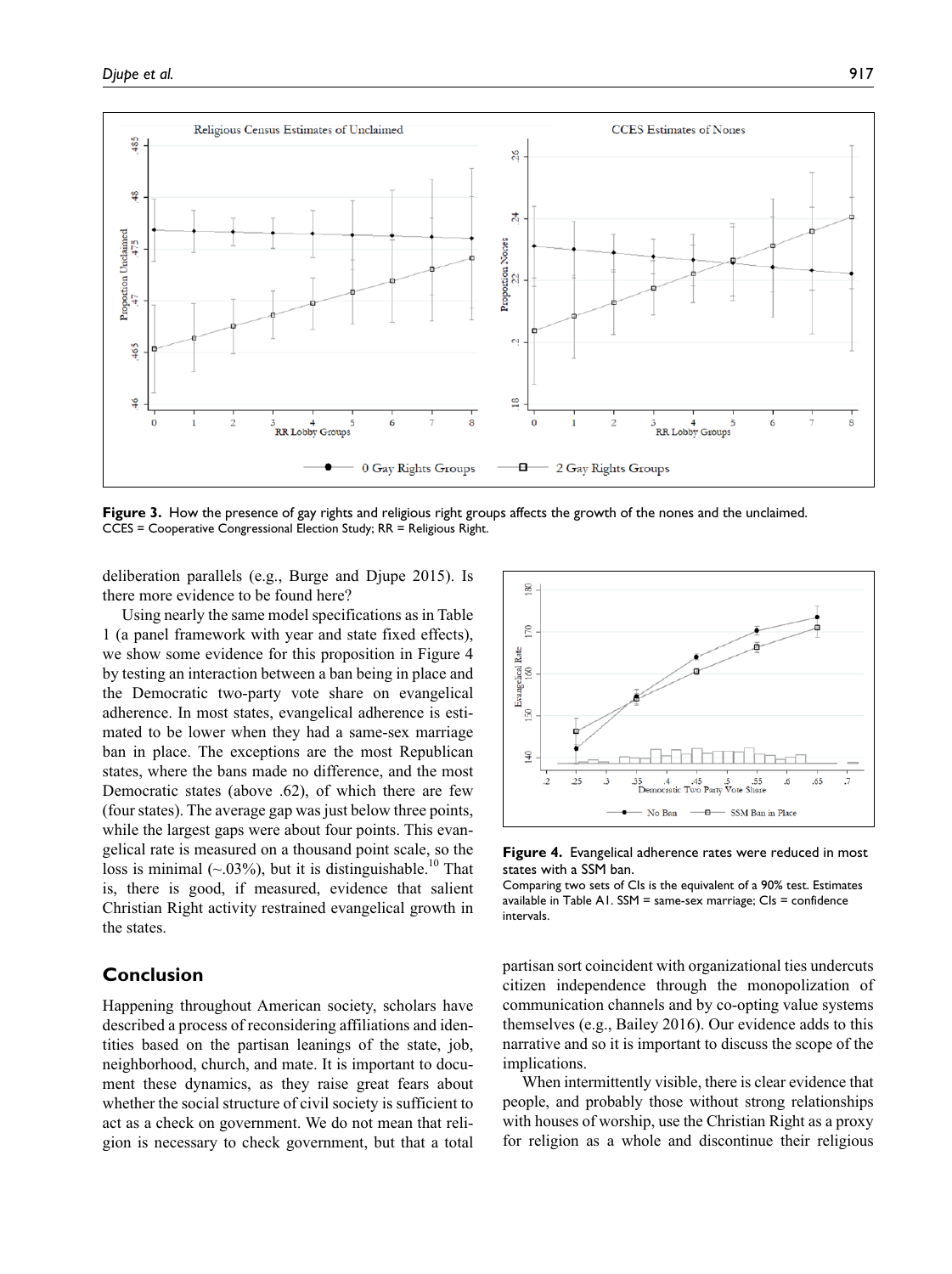**Figure 3.** How the presence of gay rights and religious right groups affects the growth of the nones and the unclaimed.
CCES = Cooperative Congressional Election Study; RR = Religious Right.

deliberation parallels (e.g., Burge and Djupe 2015). Is there more evidence to be found here?

Using nearly the same model specifications as in Table 1 (a panel framework with year and state fixed effects), we show some evidence for this proposition in Figure 4 by testing an interaction between a ban being in place and the Democratic two-party vote share on evangelical adherence. In most states, evangelical adherence is estimated to be lower when they had a same-sex marriage ban in place. The exceptions are the most Republican states, where the bans made no difference, and the most Democratic states (above .62), of which there are few (four states). The average gap was just below three points, while the largest gaps were about four points. This evangelical rate is measured on a thousand point scale, so the loss is minimal (~.03%), but it is distinguishable.[10] That is, there is good, if measured, evidence that salient Christian Right activity restrained evangelical growth in the states.

**Figure 4.** Evangelical adherence rates were reduced in most states with a SSM ban.
Comparing two sets of CIs is the equivalent of a 90% test. Estimates available in Table A1. SSM = same-sex marriage; CIs = confidence intervals.

## Conclusion

Happening throughout American society, scholars have described a process of reconsidering affiliations and identities based on the partisan leanings of the state, job, neighborhood, church, and mate. It is important to document these dynamics, as they raise great fears about whether the social structure of civil society is sufficient to act as a check on government. We do not mean that religion is necessary to check government, but that a total partisan sort coincident with organizational ties undercuts citizen independence through the monopolization of communication channels and by co-opting value systems themselves (e.g., Bailey 2016). Our evidence adds to this narrative and so it is important to discuss the scope of the implications.

When intermittently visible, there is clear evidence that people, and probably those without strong relationships with houses of worship, use the Christian Right as a proxy for religion as a whole and discontinue their religious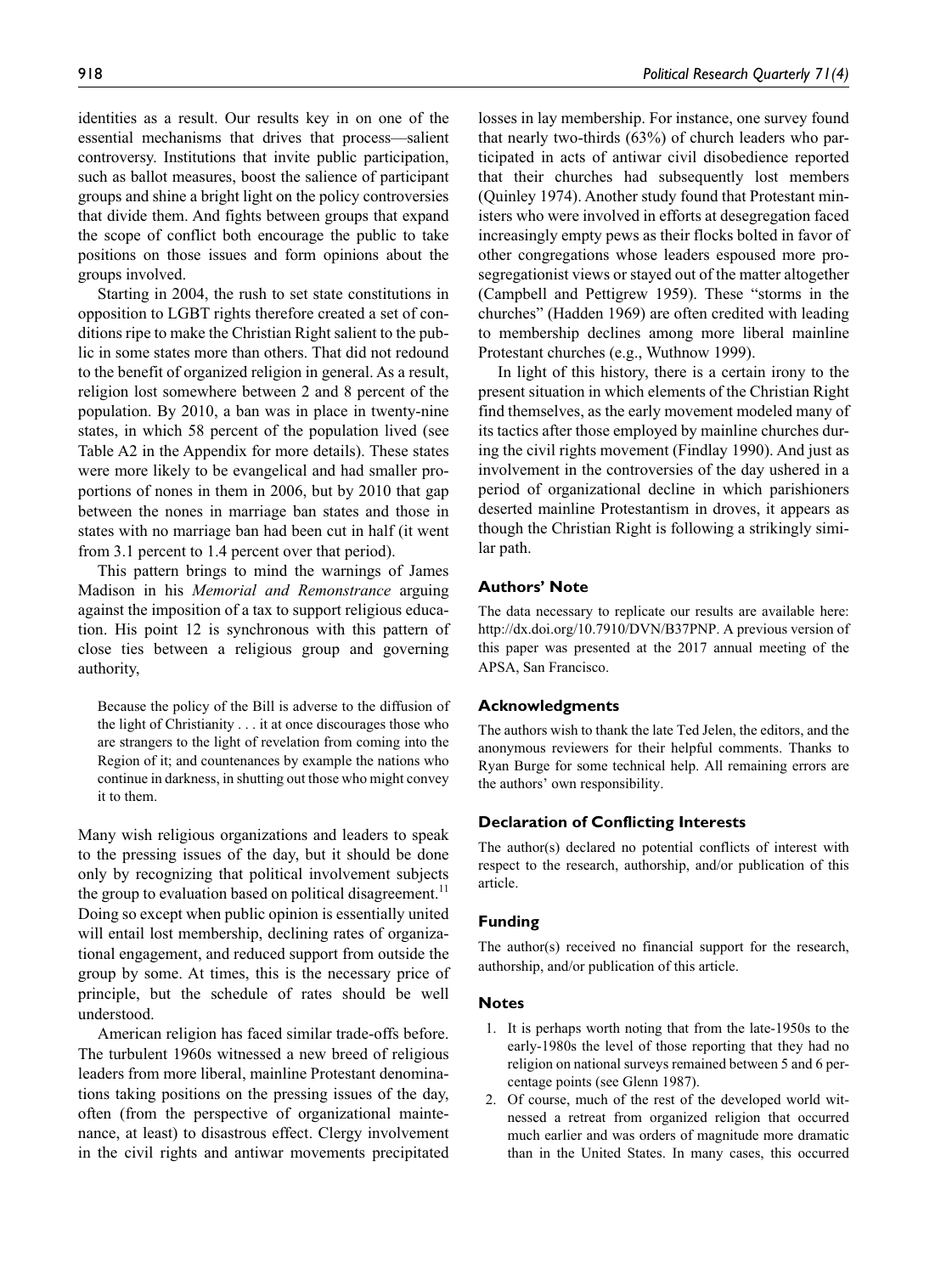identities as a result. Our results key in on one of the essential mechanisms that drives that process—salient controversy. Institutions that invite public participation, such as ballot measures, boost the salience of participant groups and shine a bright light on the policy controversies that divide them. And fights between groups that expand the scope of conflict both encourage the public to take positions on those issues and form opinions about the groups involved.

Starting in 2004, the rush to set state constitutions in opposition to LGBT rights therefore created a set of conditions ripe to make the Christian Right salient to the public in some states more than others. That did not redound to the benefit of organized religion in general. As a result, religion lost somewhere between 2 and 8 percent of the population. By 2010, a ban was in place in twenty-nine states, in which 58 percent of the population lived (see Table A2 in the Appendix for more details). These states were more likely to be evangelical and had smaller proportions of nones in them in 2006, but by 2010 that gap between the nones in marriage ban states and those in states with no marriage ban had been cut in half (it went from 3.1 percent to 1.4 percent over that period).

This pattern brings to mind the warnings of James Madison in his *Memorial and Remonstrance* arguing against the imposition of a tax to support religious education. His point 12 is synchronous with this pattern of close ties between a religious group and governing authority,

> Because the policy of the Bill is adverse to the diffusion of the light of Christianity . . . it at once discourages those who are strangers to the light of revelation from coming into the Region of it; and countenances by example the nations who continue in darkness, in shutting out those who might convey it to them.

Many wish religious organizations and leaders to speak to the pressing issues of the day, but it should be done only by recognizing that political involvement subjects the group to evaluation based on political disagreement.[11] Doing so except when public opinion is essentially united will entail lost membership, declining rates of organizational engagement, and reduced support from outside the group by some. At times, this is the necessary price of principle, but the schedule of rates should be well understood.

American religion has faced similar trade-offs before. The turbulent 1960s witnessed a new breed of religious leaders from more liberal, mainline Protestant denominations taking positions on the pressing issues of the day, often (from the perspective of organizational maintenance, at least) to disastrous effect. Clergy involvement in the civil rights and antiwar movements precipitated losses in lay membership. For instance, one survey found that nearly two-thirds (63%) of church leaders who participated in acts of antiwar civil disobedience reported that their churches had subsequently lost members (Quinley 1974). Another study found that Protestant ministers who were involved in efforts at desegregation faced increasingly empty pews as their flocks bolted in favor of other congregations whose leaders espoused more prosegregationist views or stayed out of the matter altogether (Campbell and Pettigrew 1959). These "storms in the churches" (Hadden 1969) are often credited with leading to membership declines among more liberal mainline Protestant churches (e.g., Wuthnow 1999).

In light of this history, there is a certain irony to the present situation in which elements of the Christian Right find themselves, as the early movement modeled many of its tactics after those employed by mainline churches during the civil rights movement (Findlay 1990). And just as involvement in the controversies of the day ushered in a period of organizational decline in which parishioners deserted mainline Protestantism in droves, it appears as though the Christian Right is following a strikingly similar path.

### Authors' Note

The data necessary to replicate our results are available here: http://dx.doi.org/10.7910/DVN/B37PNP. A previous version of this paper was presented at the 2017 annual meeting of the APSA, San Francisco.

### Acknowledgments

The authors wish to thank the late Ted Jelen, the editors, and the anonymous reviewers for their helpful comments. Thanks to Ryan Burge for some technical help. All remaining errors are the authors' own responsibility.

### Declaration of Conflicting Interests

The author(s) declared no potential conflicts of interest with respect to the research, authorship, and/or publication of this article.

### Funding

The author(s) received no financial support for the research, authorship, and/or publication of this article.

### Notes

1. It is perhaps worth noting that from the late-1950s to the early-1980s the level of those reporting that they had no religion on national surveys remained between 5 and 6 percentage points (see Glenn 1987).
2. Of course, much of the rest of the developed world witnessed a retreat from organized religion that occurred much earlier and was orders of magnitude more dramatic than in the United States. In many cases, this occurred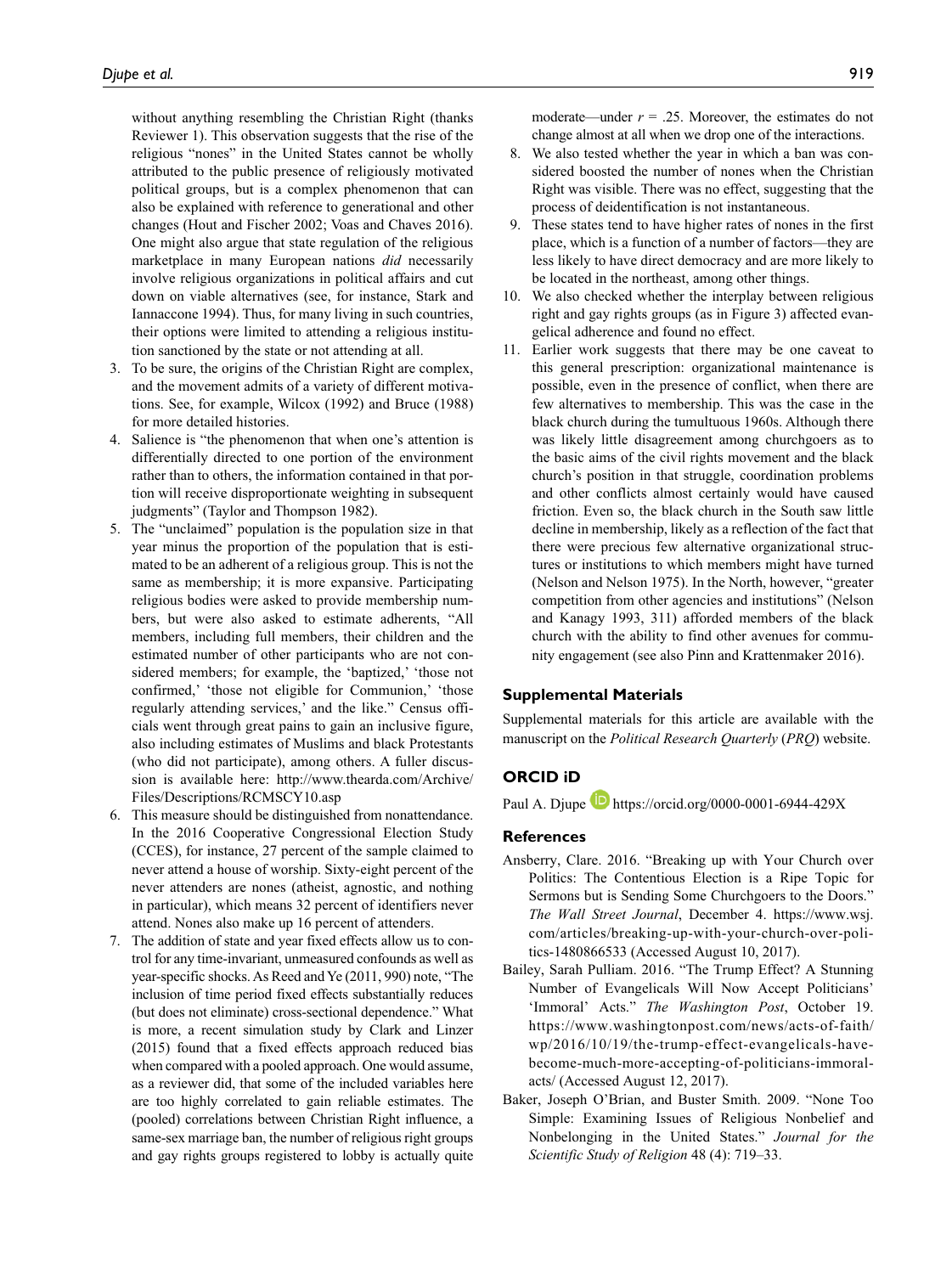without anything resembling the Christian Right (thanks Reviewer 1). This observation suggests that the rise of the religious "nones" in the United States cannot be wholly attributed to the public presence of religiously motivated political groups, but is a complex phenomenon that can also be explained with reference to generational and other changes (Hout and Fischer 2002; Voas and Chaves 2016). One might also argue that state regulation of the religious marketplace in many European nations *did* necessarily involve religious organizations in political affairs and cut down on viable alternatives (see, for instance, Stark and Iannaccone 1994). Thus, for many living in such countries, their options were limited to attending a religious institution sanctioned by the state or not attending at all.

3. To be sure, the origins of the Christian Right are complex, and the movement admits of a variety of different motivations. See, for example, Wilcox (1992) and Bruce (1988) for more detailed histories.
4. Salience is "the phenomenon that when one's attention is differentially directed to one portion of the environment rather than to others, the information contained in that portion will receive disproportionate weighting in subsequent judgments" (Taylor and Thompson 1982).
5. The "unclaimed" population is the population size in that year minus the proportion of the population that is estimated to be an adherent of a religious group. This is not the same as membership; it is more expansive. Participating religious bodies were asked to provide membership numbers, but were also asked to estimate adherents, "All members, including full members, their children and the estimated number of other participants who are not considered members; for example, the 'baptized,' 'those not confirmed,' 'those not eligible for Communion,' 'those regularly attending services,' and the like." Census officials went through great pains to gain an inclusive figure, also including estimates of Muslims and black Protestants (who did not participate), among others. A fuller discussion is available here: http://www.thearda.com/Archive/Files/Descriptions/RCMSCY10.asp
6. This measure should be distinguished from nonattendance. In the 2016 Cooperative Congressional Election Study (CCES), for instance, 27 percent of the sample claimed to never attend a house of worship. Sixty-eight percent of the never attenders are nones (atheist, agnostic, and nothing in particular), which means 32 percent of identifiers never attend. Nones also make up 16 percent of attenders.
7. The addition of state and year fixed effects allow us to control for any time-invariant, unmeasured confounds as well as year-specific shocks. As Reed and Ye (2011, 990) note, "The inclusion of time period fixed effects substantially reduces (but does not eliminate) cross-sectional dependence." What is more, a recent simulation study by Clark and Linzer (2015) found that a fixed effects approach reduced bias when compared with a pooled approach. One would assume, as a reviewer did, that some of the included variables here are too highly correlated to gain reliable estimates. The (pooled) correlations between Christian Right influence, a same-sex marriage ban, the number of religious right groups and gay rights groups registered to lobby is actually quite moderate—under $r = .25$. Moreover, the estimates do not change almost at all when we drop one of the interactions.
8. We also tested whether the year in which a ban was considered boosted the number of nones when the Christian Right was visible. There was no effect, suggesting that the process of deidentification is not instantaneous.
9. These states tend to have higher rates of nones in the first place, which is a function of a number of factors—they are less likely to have direct democracy and are more likely to be located in the northeast, among other things.
10. We also checked whether the interplay between religious right and gay rights groups (as in Figure 3) affected evangelical adherence and found no effect.
11. Earlier work suggests that there may be one caveat to this general prescription: organizational maintenance is possible, even in the presence of conflict, when there are few alternatives to membership. This was the case in the black church during the tumultuous 1960s. Although there was likely little disagreement among churchgoers as to the basic aims of the civil rights movement and the black church's position in that struggle, coordination problems and other conflicts almost certainly would have caused friction. Even so, the black church in the South saw little decline in membership, likely as a reflection of the fact that there were precious few alternative organizational structures or institutions to which members might have turned (Nelson and Nelson 1975). In the North, however, "greater competition from other agencies and institutions" (Nelson and Kanagy 1993, 311) afforded members of the black church with the ability to find other avenues for community engagement (see also Pinn and Krattenmaker 2016).

## Supplemental Materials

Supplemental materials for this article are available with the manuscript on the *Political Research Quarterly* (*PRQ*) website.

## ORCID iD

Paul A. Djupe https://orcid.org/0000-0001-6944-429X

## References

Ansberry, Clare. 2016. "Breaking up with Your Church over Politics: The Contentious Election is a Ripe Topic for Sermons but is Sending Some Churchgoers to the Doors." *The Wall Street Journal*, December 4. https://www.wsj.com/articles/breaking-up-with-your-church-over-politics-1480866533 (Accessed August 10, 2017).

Bailey, Sarah Pulliam. 2016. "The Trump Effect? A Stunning Number of Evangelicals Will Now Accept Politicians' 'Immoral' Acts." *The Washington Post*, October 19. https://www.washingtonpost.com/news/acts-of-faith/wp/2016/10/19/the-trump-effect-evangelicals-have-become-much-more-accepting-of-politicians-immoral-acts/ (Accessed August 12, 2017).

Baker, Joseph O'Brian, and Buster Smith. 2009. "None Too Simple: Examining Issues of Religious Nonbelief and Nonbelonging in the United States." *Journal for the Scientific Study of Religion* 48 (4): 719–33.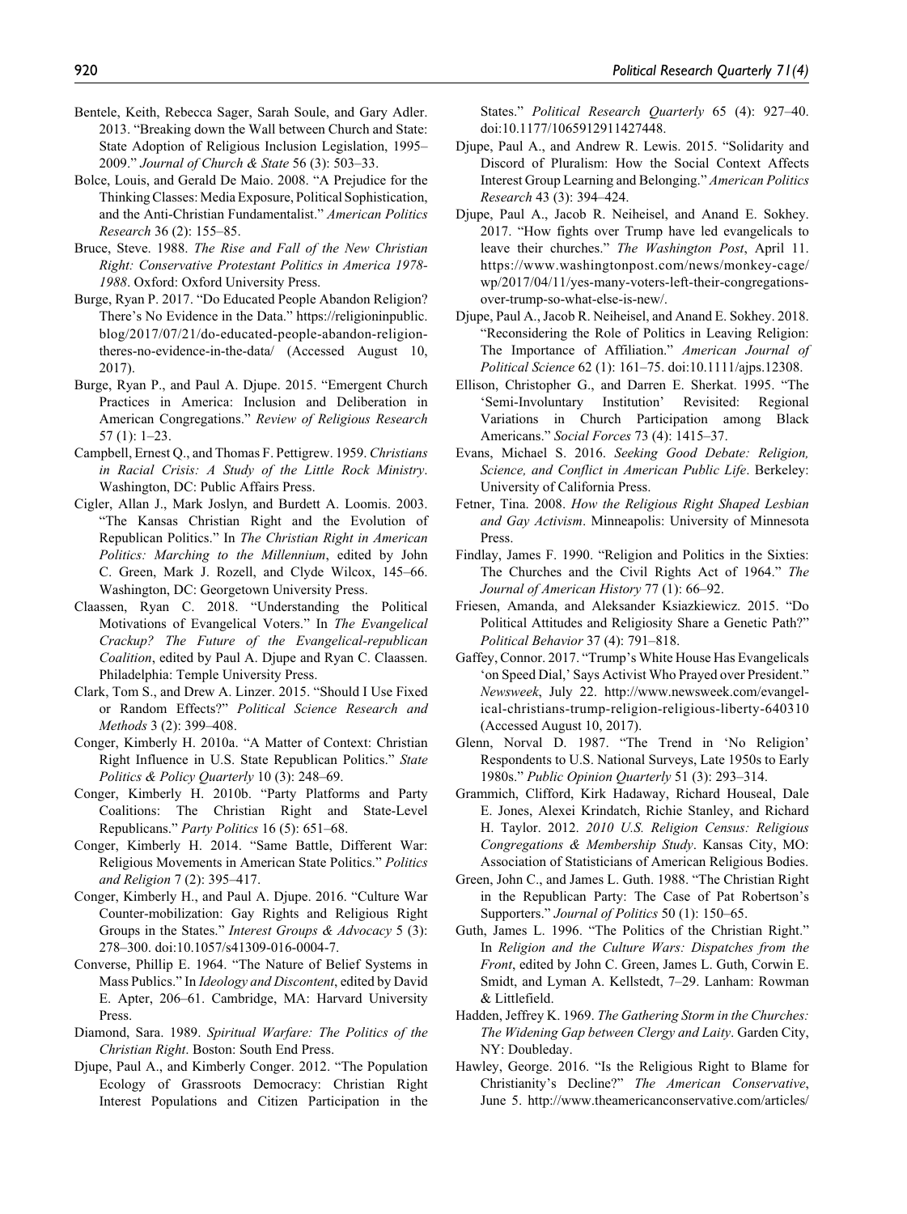Bentele, Keith, Rebecca Sager, Sarah Soule, and Gary Adler. 2013. "Breaking down the Wall between Church and State: State Adoption of Religious Inclusion Legislation, 1995–2009." *Journal of Church & State* 56 (3): 503–33.

Bolce, Louis, and Gerald De Maio. 2008. "A Prejudice for the Thinking Classes: Media Exposure, Political Sophistication, and the Anti-Christian Fundamentalist." *American Politics Research* 36 (2): 155–85.

Bruce, Steve. 1988. *The Rise and Fall of the New Christian Right: Conservative Protestant Politics in America 1978-1988*. Oxford: Oxford University Press.

Burge, Ryan P. 2017. "Do Educated People Abandon Religion? There's No Evidence in the Data." https://religioninpublic.blog/2017/07/21/do-educated-people-abandon-religion-theres-no-evidence-in-the-data/ (Accessed August 10, 2017).

Burge, Ryan P., and Paul A. Djupe. 2015. "Emergent Church Practices in America: Inclusion and Deliberation in American Congregations." *Review of Religious Research* 57 (1): 1–23.

Campbell, Ernest Q., and Thomas F. Pettigrew. 1959. *Christians in Racial Crisis: A Study of the Little Rock Ministry*. Washington, DC: Public Affairs Press.

Cigler, Allan J., Mark Joslyn, and Burdett A. Loomis. 2003. "The Kansas Christian Right and the Evolution of Republican Politics." In *The Christian Right in American Politics: Marching to the Millennium*, edited by John C. Green, Mark J. Rozell, and Clyde Wilcox, 145–66. Washington, DC: Georgetown University Press.

Claassen, Ryan C. 2018. "Understanding the Political Motivations of Evangelical Voters." In *The Evangelical Crackup? The Future of the Evangelical-republican Coalition*, edited by Paul A. Djupe and Ryan C. Claassen. Philadelphia: Temple University Press.

Clark, Tom S., and Drew A. Linzer. 2015. "Should I Use Fixed or Random Effects?" *Political Science Research and Methods* 3 (2): 399–408.

Conger, Kimberly H. 2010a. "A Matter of Context: Christian Right Influence in U.S. State Republican Politics." *State Politics & Policy Quarterly* 10 (3): 248–69.

Conger, Kimberly H. 2010b. "Party Platforms and Party Coalitions: The Christian Right and State-Level Republicans." *Party Politics* 16 (5): 651–68.

Conger, Kimberly H. 2014. "Same Battle, Different War: Religious Movements in American State Politics." *Politics and Religion* 7 (2): 395–417.

Conger, Kimberly H., and Paul A. Djupe. 2016. "Culture War Counter-mobilization: Gay Rights and Religious Right Groups in the States." *Interest Groups & Advocacy* 5 (3): 278–300. doi:10.1057/s41309-016-0004-7.

Converse, Phillip E. 1964. "The Nature of Belief Systems in Mass Publics." In *Ideology and Discontent*, edited by David E. Apter, 206–61. Cambridge, MA: Harvard University Press.

Diamond, Sara. 1989. *Spiritual Warfare: The Politics of the Christian Right*. Boston: South End Press.

Djupe, Paul A., and Kimberly Conger. 2012. "The Population Ecology of Grassroots Democracy: Christian Right Interest Populations and Citizen Participation in the States." *Political Research Quarterly* 65 (4): 927–40. doi:10.1177/1065912911427448.

Djupe, Paul A., and Andrew R. Lewis. 2015. "Solidarity and Discord of Pluralism: How the Social Context Affects Interest Group Learning and Belonging." *American Politics Research* 43 (3): 394–424.

Djupe, Paul A., Jacob R. Neiheisel, and Anand E. Sokhey. 2017. "How fights over Trump have led evangelicals to leave their churches." *The Washington Post*, April 11. https://www.washingtonpost.com/news/monkey-cage/wp/2017/04/11/yes-many-voters-left-their-congregations-over-trump-so-what-else-is-new/.

Djupe, Paul A., Jacob R. Neiheisel, and Anand E. Sokhey. 2018. "Reconsidering the Role of Politics in Leaving Religion: The Importance of Affiliation." *American Journal of Political Science* 62 (1): 161–75. doi:10.1111/ajps.12308.

Ellison, Christopher G., and Darren E. Sherkat. 1995. "The 'Semi-Involuntary Institution' Revisited: Regional Variations in Church Participation among Black Americans." *Social Forces* 73 (4): 1415–37.

Evans, Michael S. 2016. *Seeking Good Debate: Religion, Science, and Conflict in American Public Life*. Berkeley: University of California Press.

Fetner, Tina. 2008. *How the Religious Right Shaped Lesbian and Gay Activism*. Minneapolis: University of Minnesota Press.

Findlay, James F. 1990. "Religion and Politics in the Sixties: The Churches and the Civil Rights Act of 1964." *The Journal of American History* 77 (1): 66–92.

Friesen, Amanda, and Aleksander Ksiazkiewicz. 2015. "Do Political Attitudes and Religiosity Share a Genetic Path?" *Political Behavior* 37 (4): 791–818.

Gaffey, Connor. 2017. "Trump's White House Has Evangelicals 'on Speed Dial,' Says Activist Who Prayed over President." *Newsweek*, July 22. http://www.newsweek.com/evangelical-christians-trump-religion-religious-liberty-640310 (Accessed August 10, 2017).

Glenn, Norval D. 1987. "The Trend in 'No Religion' Respondents to U.S. National Surveys, Late 1950s to Early 1980s." *Public Opinion Quarterly* 51 (3): 293–314.

Grammich, Clifford, Kirk Hadaway, Richard Houseal, Dale E. Jones, Alexei Krindatch, Richie Stanley, and Richard H. Taylor. 2012. *2010 U.S. Religion Census: Religious Congregations & Membership Study*. Kansas City, MO: Association of Statisticians of American Religious Bodies.

Green, John C., and James L. Guth. 1988. "The Christian Right in the Republican Party: The Case of Pat Robertson's Supporters." *Journal of Politics* 50 (1): 150–65.

Guth, James L. 1996. "The Politics of the Christian Right." In *Religion and the Culture Wars: Dispatches from the Front*, edited by John C. Green, James L. Guth, Corwin E. Smidt, and Lyman A. Kellstedt, 7–29. Lanham: Rowman & Littlefield.

Hadden, Jeffrey K. 1969. *The Gathering Storm in the Churches: The Widening Gap between Clergy and Laity*. Garden City, NY: Doubleday.

Hawley, George. 2016. "Is the Religious Right to Blame for Christianity's Decline?" *The American Conservative*, June 5. http://www.theamericanconservative.com/articles/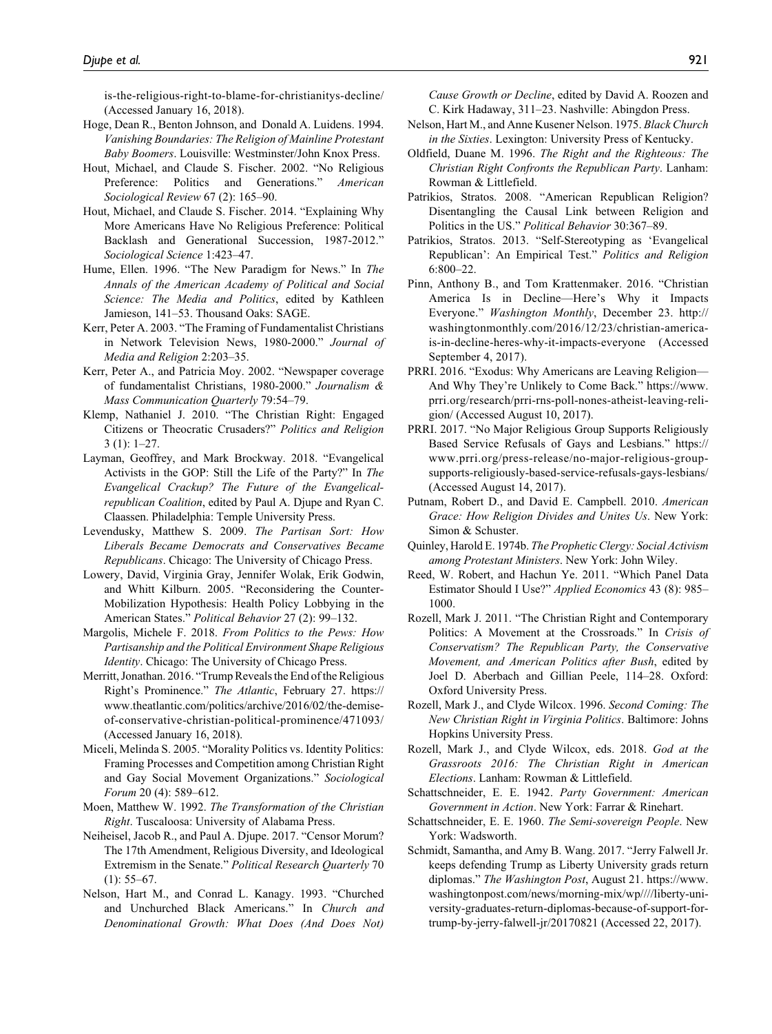is-the-religious-right-to-blame-for-christianitys-decline/ (Accessed January 16, 2018).

Hoge, Dean R., Benton Johnson, and Donald A. Luidens. 1994. *Vanishing Boundaries: The Religion of Mainline Protestant Baby Boomers*. Louisville: Westminster/John Knox Press.

Hout, Michael, and Claude S. Fischer. 2002. "No Religious Preference: Politics and Generations." *American Sociological Review* 67 (2): 165–90.

Hout, Michael, and Claude S. Fischer. 2014. "Explaining Why More Americans Have No Religious Preference: Political Backlash and Generational Succession, 1987-2012." *Sociological Science* 1:423–47.

Hume, Ellen. 1996. "The New Paradigm for News." In *The Annals of the American Academy of Political and Social Science: The Media and Politics*, edited by Kathleen Jamieson, 141–53. Thousand Oaks: SAGE.

Kerr, Peter A. 2003. "The Framing of Fundamentalist Christians in Network Television News, 1980-2000." *Journal of Media and Religion* 2:203–35.

Kerr, Peter A., and Patricia Moy. 2002. "Newspaper coverage of fundamentalist Christians, 1980-2000." *Journalism & Mass Communication Quarterly* 79:54–79.

Klemp, Nathaniel J. 2010. "The Christian Right: Engaged Citizens or Theocratic Crusaders?" *Politics and Religion* 3 (1): 1–27.

Layman, Geoffrey, and Mark Brockway. 2018. "Evangelical Activists in the GOP: Still the Life of the Party?" In *The Evangelical Crackup? The Future of the Evangelical-republican Coalition*, edited by Paul A. Djupe and Ryan C. Claassen. Philadelphia: Temple University Press.

Levendusky, Matthew S. 2009. *The Partisan Sort: How Liberals Became Democrats and Conservatives Became Republicans*. Chicago: The University of Chicago Press.

Lowery, David, Virginia Gray, Jennifer Wolak, Erik Godwin, and Whitt Kilburn. 2005. "Reconsidering the Counter-Mobilization Hypothesis: Health Policy Lobbying in the American States." *Political Behavior* 27 (2): 99–132.

Margolis, Michele F. 2018. *From Politics to the Pews: How Partisanship and the Political Environment Shape Religious Identity*. Chicago: The University of Chicago Press.

Merritt, Jonathan. 2016. "Trump Reveals the End of the Religious Right's Prominence." *The Atlantic*, February 27. https://www.theatlantic.com/politics/archive/2016/02/the-demise-of-conservative-christian-political-prominence/471093/ (Accessed January 16, 2018).

Miceli, Melinda S. 2005. "Morality Politics vs. Identity Politics: Framing Processes and Competition among Christian Right and Gay Social Movement Organizations." *Sociological Forum* 20 (4): 589–612.

Moen, Matthew W. 1992. *The Transformation of the Christian Right*. Tuscaloosa: University of Alabama Press.

Neiheisel, Jacob R., and Paul A. Djupe. 2017. "Censor Morum? The 17th Amendment, Religious Diversity, and Ideological Extremism in the Senate." *Political Research Quarterly* 70 (1): 55–67.

Nelson, Hart M., and Conrad L. Kanagy. 1993. "Churched and Unchurched Black Americans." In *Church and Denominational Growth: What Does (And Does Not) Cause Growth or Decline*, edited by David A. Roozen and C. Kirk Hadaway, 311–23. Nashville: Abingdon Press.

Nelson, Hart M., and Anne Kusener Nelson. 1975. *Black Church in the Sixties*. Lexington: University Press of Kentucky.

Oldfield, Duane M. 1996. *The Right and the Righteous: The Christian Right Confronts the Republican Party*. Lanham: Rowman & Littlefield.

Patrikios, Stratos. 2008. "American Republican Religion? Disentangling the Causal Link between Religion and Politics in the US." *Political Behavior* 30:367–89.

Patrikios, Stratos. 2013. "Self-Stereotyping as 'Evangelical Republican': An Empirical Test." *Politics and Religion* 6:800–22.

Pinn, Anthony B., and Tom Krattenmaker. 2016. "Christian America Is in Decline—Here's Why it Impacts Everyone." *Washington Monthly*, December 23. http://washingtonmonthly.com/2016/12/23/christian-america-is-in-decline-heres-why-it-impacts-everyone (Accessed September 4, 2017).

PRRI. 2016. "Exodus: Why Americans are Leaving Religion—And Why They're Unlikely to Come Back." https://www.prri.org/research/prri-rns-poll-nones-atheist-leaving-religion/ (Accessed August 10, 2017).

PRRI. 2017. "No Major Religious Group Supports Religiously Based Service Refusals of Gays and Lesbians." https://www.prri.org/press-release/no-major-religious-group-supports-religiously-based-service-refusals-gays-lesbians/ (Accessed August 14, 2017).

Putnam, Robert D., and David E. Campbell. 2010. *American Grace: How Religion Divides and Unites Us*. New York: Simon & Schuster.

Quinley, Harold E. 1974b. *The Prophetic Clergy: Social Activism among Protestant Ministers*. New York: John Wiley.

Reed, W. Robert, and Hachun Ye. 2011. "Which Panel Data Estimator Should I Use?" *Applied Economics* 43 (8): 985–1000.

Rozell, Mark J. 2011. "The Christian Right and Contemporary Politics: A Movement at the Crossroads." In *Crisis of Conservatism? The Republican Party, the Conservative Movement, and American Politics after Bush*, edited by Joel D. Aberbach and Gillian Peele, 114–28. Oxford: Oxford University Press.

Rozell, Mark J., and Clyde Wilcox. 1996. *Second Coming: The New Christian Right in Virginia Politics*. Baltimore: Johns Hopkins University Press.

Rozell, Mark J., and Clyde Wilcox, eds. 2018. *God at the Grassroots 2016: The Christian Right in American Elections*. Lanham: Rowman & Littlefield.

Schattschneider, E. E. 1942. *Party Government: American Government in Action*. New York: Farrar & Rinehart.

Schattschneider, E. E. 1960. *The Semi-sovereign People*. New York: Wadsworth.

Schmidt, Samantha, and Amy B. Wang. 2017. "Jerry Falwell Jr. keeps defending Trump as Liberty University grads return diplomas." *The Washington Post*, August 21. https://www.washingtonpost.com/news/morning-mix/wp////liberty-university-graduates-return-diplomas-because-of-support-for-trump-by-jerry-falwell-jr/20170821 (Accessed 22, 2017).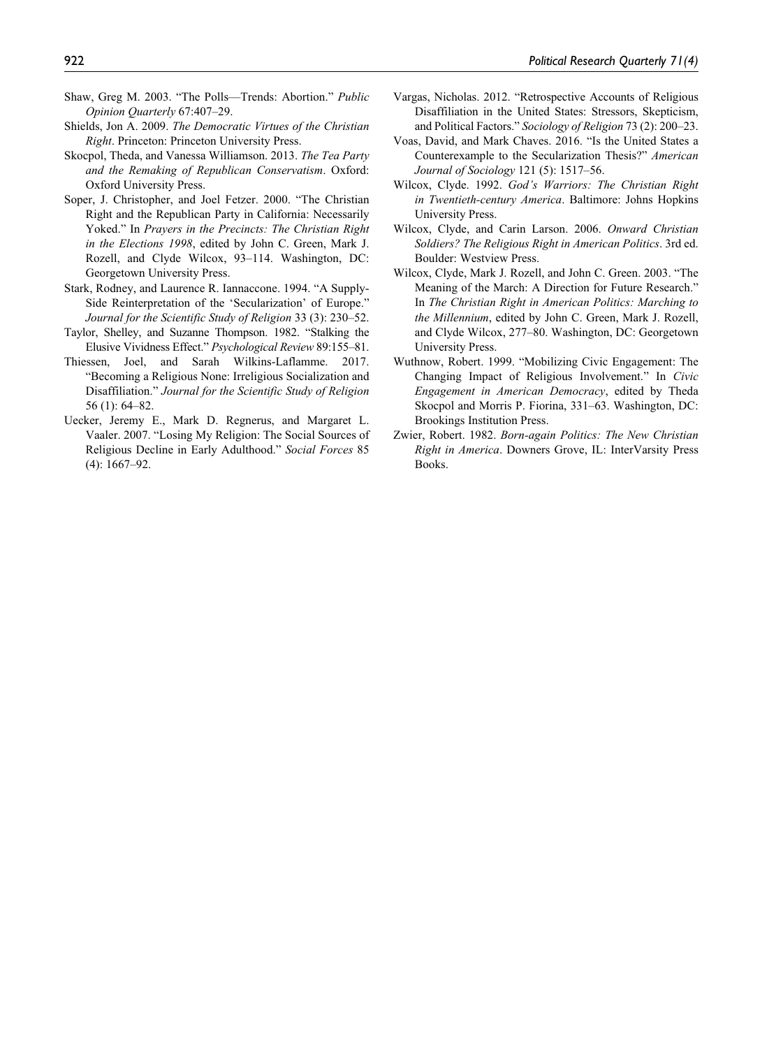Shaw, Greg M. 2003. "The Polls—Trends: Abortion." *Public Opinion Quarterly* 67:407–29.

Shields, Jon A. 2009. *The Democratic Virtues of the Christian Right*. Princeton: Princeton University Press.

Skocpol, Theda, and Vanessa Williamson. 2013. *The Tea Party and the Remaking of Republican Conservatism*. Oxford: Oxford University Press.

Soper, J. Christopher, and Joel Fetzer. 2000. "The Christian Right and the Republican Party in California: Necessarily Yoked." In *Prayers in the Precincts: The Christian Right in the Elections 1998*, edited by John C. Green, Mark J. Rozell, and Clyde Wilcox, 93–114. Washington, DC: Georgetown University Press.

Stark, Rodney, and Laurence R. Iannaccone. 1994. "A Supply-Side Reinterpretation of the 'Secularization' of Europe." *Journal for the Scientific Study of Religion* 33 (3): 230–52.

Taylor, Shelley, and Suzanne Thompson. 1982. "Stalking the Elusive Vividness Effect." *Psychological Review* 89:155–81.

Thiessen, Joel, and Sarah Wilkins-Laflamme. 2017. "Becoming a Religious None: Irreligious Socialization and Disaffiliation." *Journal for the Scientific Study of Religion* 56 (1): 64–82.

Uecker, Jeremy E., Mark D. Regnerus, and Margaret L. Vaaler. 2007. "Losing My Religion: The Social Sources of Religious Decline in Early Adulthood." *Social Forces* 85 (4): 1667–92.

Vargas, Nicholas. 2012. "Retrospective Accounts of Religious Disaffiliation in the United States: Stressors, Skepticism, and Political Factors." *Sociology of Religion* 73 (2): 200–23.

Voas, David, and Mark Chaves. 2016. "Is the United States a Counterexample to the Secularization Thesis?" *American Journal of Sociology* 121 (5): 1517–56.

Wilcox, Clyde. 1992. *God's Warriors: The Christian Right in Twentieth-century America*. Baltimore: Johns Hopkins University Press.

Wilcox, Clyde, and Carin Larson. 2006. *Onward Christian Soldiers? The Religious Right in American Politics*. 3rd ed. Boulder: Westview Press.

Wilcox, Clyde, Mark J. Rozell, and John C. Green. 2003. "The Meaning of the March: A Direction for Future Research." In *The Christian Right in American Politics: Marching to the Millennium*, edited by John C. Green, Mark J. Rozell, and Clyde Wilcox, 277–80. Washington, DC: Georgetown University Press.

Wuthnow, Robert. 1999. "Mobilizing Civic Engagement: The Changing Impact of Religious Involvement." In *Civic Engagement in American Democracy*, edited by Theda Skocpol and Morris P. Fiorina, 331–63. Washington, DC: Brookings Institution Press.

Zwier, Robert. 1982. *Born-again Politics: The New Christian Right in America*. Downers Grove, IL: InterVarsity Press Books.